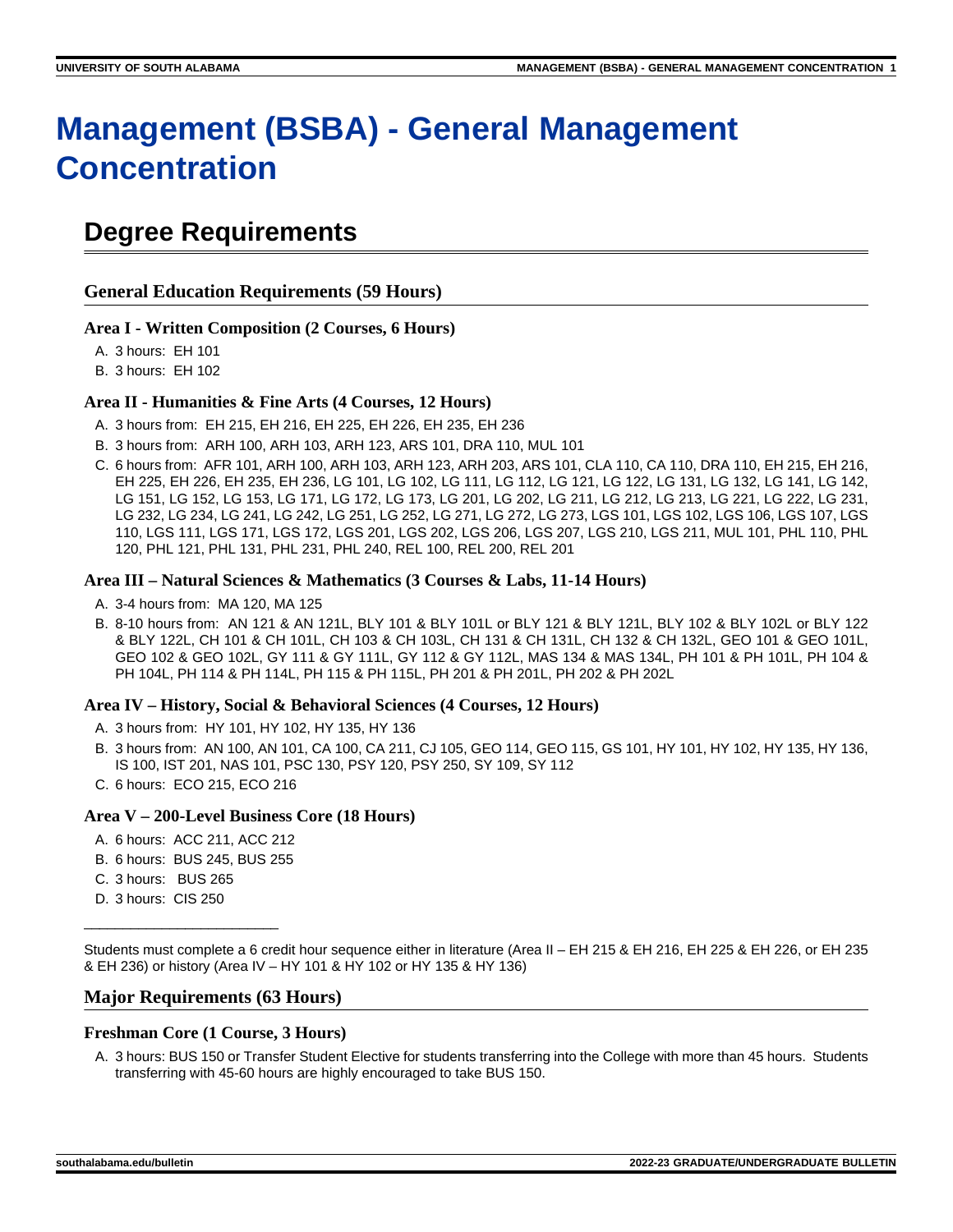# Management (BSBA) - General Management Concentration

## Degree Requirements

### General Education Requirements (59 Hours)

#### Area I - Written Composition (2 Courses, 6 Hours)

A. 3 hours: EH 101
B. 3 hours: EH 102

#### Area II - Humanities & Fine Arts (4 Courses, 12 Hours)

A. 3 hours from: EH 215, EH 216, EH 225, EH 226, EH 235, EH 236
B. 3 hours from: ARH 100, ARH 103, ARH 123, ARS 101, DRA 110, MUL 101
C. 6 hours from: AFR 101, ARH 100, ARH 103, ARH 123, ARH 203, ARS 101, CLA 110, CA 110, DRA 110, EH 215, EH 216, EH 225, EH 226, EH 235, EH 236, LG 101, LG 102, LG 111, LG 112, LG 121, LG 122, LG 131, LG 132, LG 141, LG 142, LG 151, LG 152, LG 153, LG 171, LG 172, LG 173, LG 201, LG 202, LG 211, LG 212, LG 213, LG 221, LG 222, LG 231, LG 232, LG 234, LG 241, LG 242, LG 251, LG 252, LG 271, LG 272, LG 273, LGS 101, LGS 102, LGS 106, LGS 107, LGS 110, LGS 111, LGS 171, LGS 172, LGS 201, LGS 202, LGS 206, LGS 207, LGS 210, LGS 211, MUL 101, PHL 110, PHL 120, PHL 121, PHL 131, PHL 231, PHL 240, REL 100, REL 200, REL 201

#### Area III – Natural Sciences & Mathematics (3 Courses & Labs, 11-14 Hours)

A. 3-4 hours from: MA 120, MA 125
B. 8-10 hours from: AN 121 & AN 121L, BLY 101 & BLY 101L or BLY 121 & BLY 121L, BLY 102 & BLY 102L or BLY 122 & BLY 122L, CH 101 & CH 101L, CH 103 & CH 103L, CH 131 & CH 131L, CH 132 & CH 132L, GEO 101 & GEO 101L, GEO 102 & GEO 102L, GY 111 & GY 111L, GY 112 & GY 112L, MAS 134 & MAS 134L, PH 101 & PH 101L, PH 104 & PH 104L, PH 114 & PH 114L, PH 115 & PH 115L, PH 201 & PH 201L, PH 202 & PH 202L

#### Area IV – History, Social & Behavioral Sciences (4 Courses, 12 Hours)

A. 3 hours from: HY 101, HY 102, HY 135, HY 136
B. 3 hours from: AN 100, AN 101, CA 100, CA 211, CJ 105, GEO 114, GEO 115, GS 101, HY 101, HY 102, HY 135, HY 136, IS 100, IST 201, NAS 101, PSC 130, PSY 120, PSY 250, SY 109, SY 112
C. 6 hours: ECO 215, ECO 216

#### Area V – 200-Level Business Core (18 Hours)

A. 6 hours: ACC 211, ACC 212
B. 6 hours: BUS 245, BUS 255
C. 3 hours: BUS 265
D. 3 hours: CIS 250

________________________

Students must complete a 6 credit hour sequence either in literature (Area II – EH 215 & EH 216, EH 225 & EH 226, or EH 235 & EH 236) or history (Area IV – HY 101 & HY 102 or HY 135 & HY 136)

### Major Requirements (63 Hours)

#### Freshman Core (1 Course, 3 Hours)

A. 3 hours: BUS 150 or Transfer Student Elective for students transferring into the College with more than 45 hours. Students transferring with 45-60 hours are highly encouraged to take BUS 150.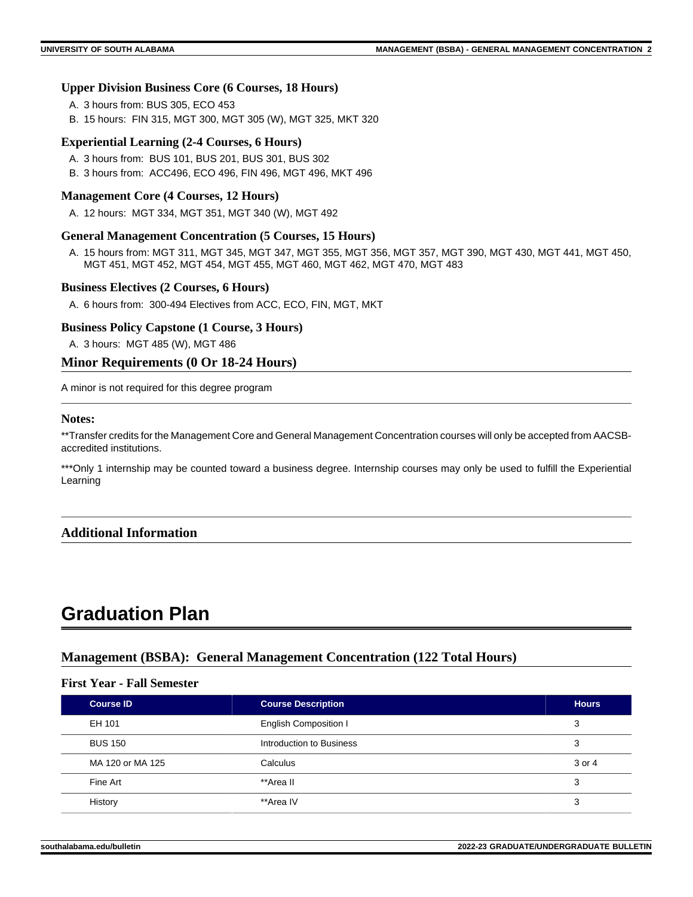### Upper Division Business Core (6 Courses, 18 Hours)

A. 3 hours from: BUS 305, ECO 453
B. 15 hours: FIN 315, MGT 300, MGT 305 (W), MGT 325, MKT 320

### Experiential Learning (2-4 Courses, 6 Hours)

A. 3 hours from: BUS 101, BUS 201, BUS 301, BUS 302
B. 3 hours from: ACC496, ECO 496, FIN 496, MGT 496, MKT 496

### Management Core (4 Courses, 12 Hours)

A. 12 hours: MGT 334, MGT 351, MGT 340 (W), MGT 492

### General Management Concentration (5 Courses, 15 Hours)

A. 15 hours from: MGT 311, MGT 345, MGT 347, MGT 355, MGT 356, MGT 357, MGT 390, MGT 430, MGT 441, MGT 450, MGT 451, MGT 452, MGT 454, MGT 455, MGT 460, MGT 462, MGT 470, MGT 483

### Business Electives (2 Courses, 6 Hours)

A. 6 hours from: 300-494 Electives from ACC, ECO, FIN, MGT, MKT

### Business Policy Capstone (1 Course, 3 Hours)

A. 3 hours: MGT 485 (W), MGT 486

## Minor Requirements (0 Or 18-24 Hours)

A minor is not required for this degree program

### Notes:

**Transfer credits for the Management Core and General Management Concentration courses will only be accepted from AACSB-accredited institutions.

***Only 1 internship may be counted toward a business degree. Internship courses may only be used to fulfill the Experiential Learning

## Additional Information

# Graduation Plan

## Management (BSBA): General Management Concentration (122 Total Hours)

### First Year - Fall Semester

| Course ID | Course Description | Hours |
|---|---|---|
| EH 101 | English Composition I | 3 |
| BUS 150 | Introduction to Business | 3 |
| MA 120 or MA 125 | Calculus | 3 or 4 |
| Fine Art | **Area II | 3 |
| History | **Area IV | 3 |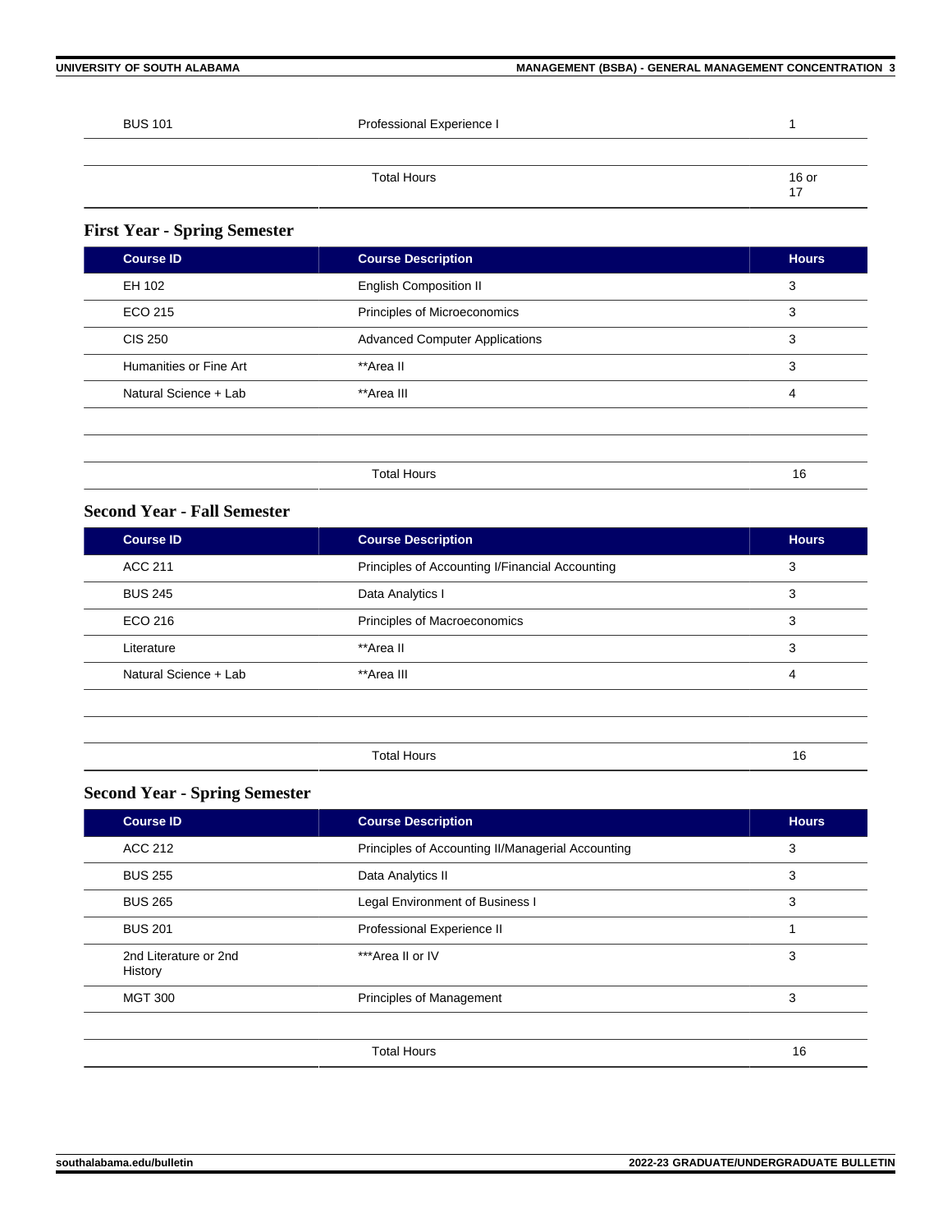| | | |
|---|---|---|
| BUS 101 | Professional Experience I | 1 |
| | | |
| | Total Hours | 16 or 17 |

### First Year - Spring Semester

| Course ID | Course Description | Hours |
|---|---|---|
| EH 102 | English Composition II | 3 |
| ECO 215 | Principles of Microeconomics | 3 |
| CIS 250 | Advanced Computer Applications | 3 |
| Humanities or Fine Art | **Area II | 3 |
| Natural Science + Lab | **Area III | 4 |
| | | |
| | | |
| | Total Hours | 16 |

### Second Year - Fall Semester

| Course ID | Course Description | Hours |
|---|---|---|
| ACC 211 | Principles of Accounting I/Financial Accounting | 3 |
| BUS 245 | Data Analytics I | 3 |
| ECO 216 | Principles of Macroeconomics | 3 |
| Literature | **Area II | 3 |
| Natural Science + Lab | **Area III | 4 |
| | | |
| | | |
| | Total Hours | 16 |

### Second Year - Spring Semester

| Course ID | Course Description | Hours |
|---|---|---|
| ACC 212 | Principles of Accounting II/Managerial Accounting | 3 |
| BUS 255 | Data Analytics II | 3 |
| BUS 265 | Legal Environment of Business I | 3 |
| BUS 201 | Professional Experience II | 1 |
| 2nd Literature or 2nd History | ***Area II or IV | 3 |
| MGT 300 | Principles of Management | 3 |
| | | |
| | Total Hours | 16 |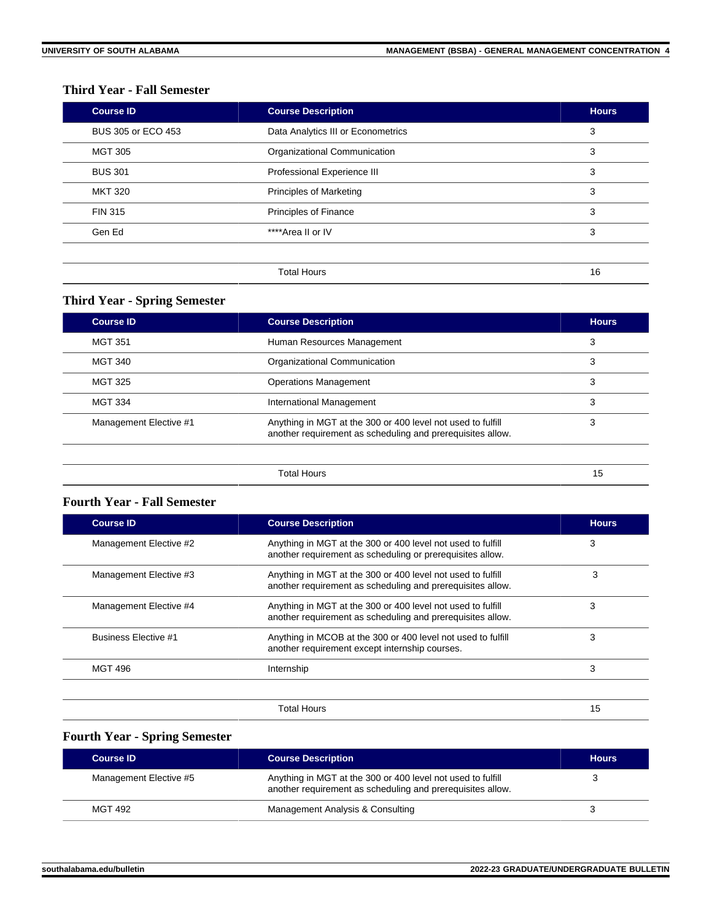### Third Year - Fall Semester

| Course ID | Course Description | Hours |
|---|---|---|
| BUS 305 or ECO 453 | Data Analytics III or Econometrics | 3 |
| MGT 305 | Organizational Communication | 3 |
| BUS 301 | Professional Experience III | 3 |
| MKT 320 | Principles of Marketing | 3 |
| FIN 315 | Principles of Finance | 3 |
| Gen Ed | ****Area II or IV | 3 |
| | Total Hours | 16 |

### Third Year - Spring Semester

| Course ID | Course Description | Hours |
|---|---|---|
| MGT 351 | Human Resources Management | 3 |
| MGT 340 | Organizational Communication | 3 |
| MGT 325 | Operations Management | 3 |
| MGT 334 | International Management | 3 |
| Management Elective #1 | Anything in MGT at the 300 or 400 level not used to fulfill another requirement as scheduling and prerequisites allow. | 3 |
| | Total Hours | 15 |

### Fourth Year - Fall Semester

| Course ID | Course Description | Hours |
|---|---|---|
| Management Elective #2 | Anything in MGT at the 300 or 400 level not used to fulfill another requirement as scheduling or prerequisites allow. | 3 |
| Management Elective #3 | Anything in MGT at the 300 or 400 level not used to fulfill another requirement as scheduling and prerequisites allow. | 3 |
| Management Elective #4 | Anything in MGT at the 300 or 400 level not used to fulfill another requirement as scheduling and prerequisites allow. | 3 |
| Business Elective #1 | Anything in MCOB at the 300 or 400 level not used to fulfill another requirement except internship courses. | 3 |
| MGT 496 | Internship | 3 |
| | Total Hours | 15 |

### Fourth Year - Spring Semester

| Course ID | Course Description | Hours |
|---|---|---|
| Management Elective #5 | Anything in MGT at the 300 or 400 level not used to fulfill another requirement as scheduling and prerequisites allow. | 3 |
| MGT 492 | Management Analysis & Consulting | 3 |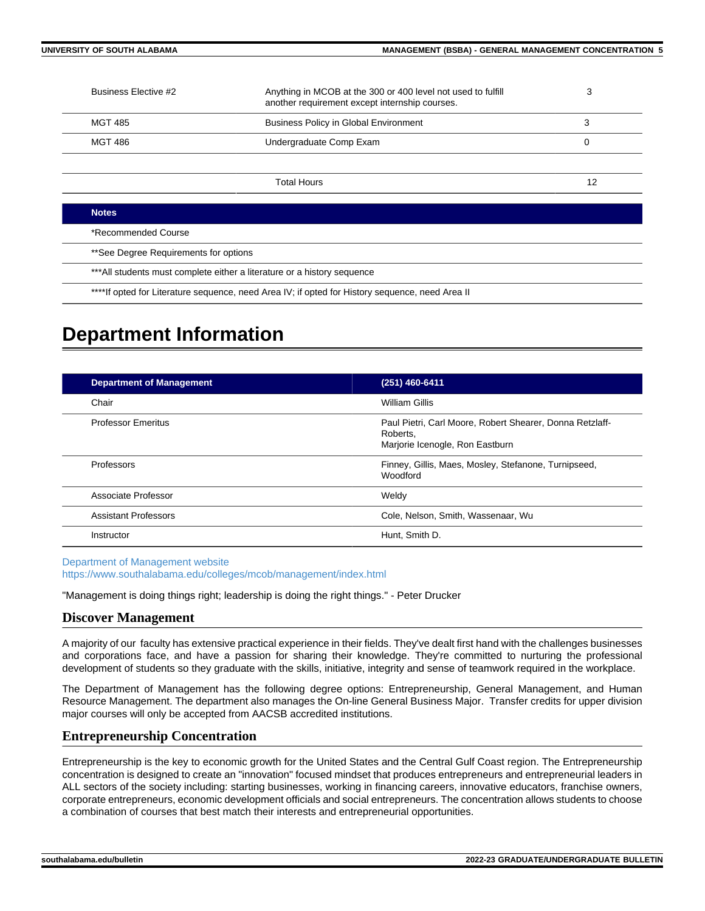| | | |
|---|---|---|
| Business Elective #2 | Anything in MCOB at the 300 or 400 level not used to fulfill another requirement except internship courses. | 3 |
| MGT 485 | Business Policy in Global Environment | 3 |
| MGT 486 | Undergraduate Comp Exam | 0 |
| | | |
| | Total Hours | 12 |

| Notes |
|---|
| *Recommended Course |
| **See Degree Requirements for options |
| ***All students must complete either a literature or a history sequence |
| ****If opted for Literature sequence, need Area IV; if opted for History sequence, need Area II |

# Department Information

| Department of Management | (251) 460-6411 |
|---|---|
| Chair | William Gillis |
| Professor Emeritus | Paul Pietri, Carl Moore, Robert Shearer, Donna Retzlaff-Roberts, Marjorie Icenogle, Ron Eastburn |
| Professors | Finney, Gillis, Maes, Mosley, Stefanone, Turnipseed, Woodford |
| Associate Professor | Weldy |
| Assistant Professors | Cole, Nelson, Smith, Wassenaar, Wu |
| Instructor | Hunt, Smith D. |

Department of Management website
https://www.southalabama.edu/colleges/mcob/management/index.html

"Management is doing things right; leadership is doing the right things." - Peter Drucker

## Discover Management

A majority of our faculty has extensive practical experience in their fields. They've dealt first hand with the challenges businesses and corporations face, and have a passion for sharing their knowledge. They're committed to nurturing the professional development of students so they graduate with the skills, initiative, integrity and sense of teamwork required in the workplace.

The Department of Management has the following degree options: Entrepreneurship, General Management, and Human Resource Management. The department also manages the On-line General Business Major. Transfer credits for upper division major courses will only be accepted from AACSB accredited institutions.

## Entrepreneurship Concentration

Entrepreneurship is the key to economic growth for the United States and the Central Gulf Coast region. The Entrepreneurship concentration is designed to create an "innovation" focused mindset that produces entrepreneurs and entrepreneurial leaders in ALL sectors of the society including: starting businesses, working in financing careers, innovative educators, franchise owners, corporate entrepreneurs, economic development officials and social entrepreneurs. The concentration allows students to choose a combination of courses that best match their interests and entrepreneurial opportunities.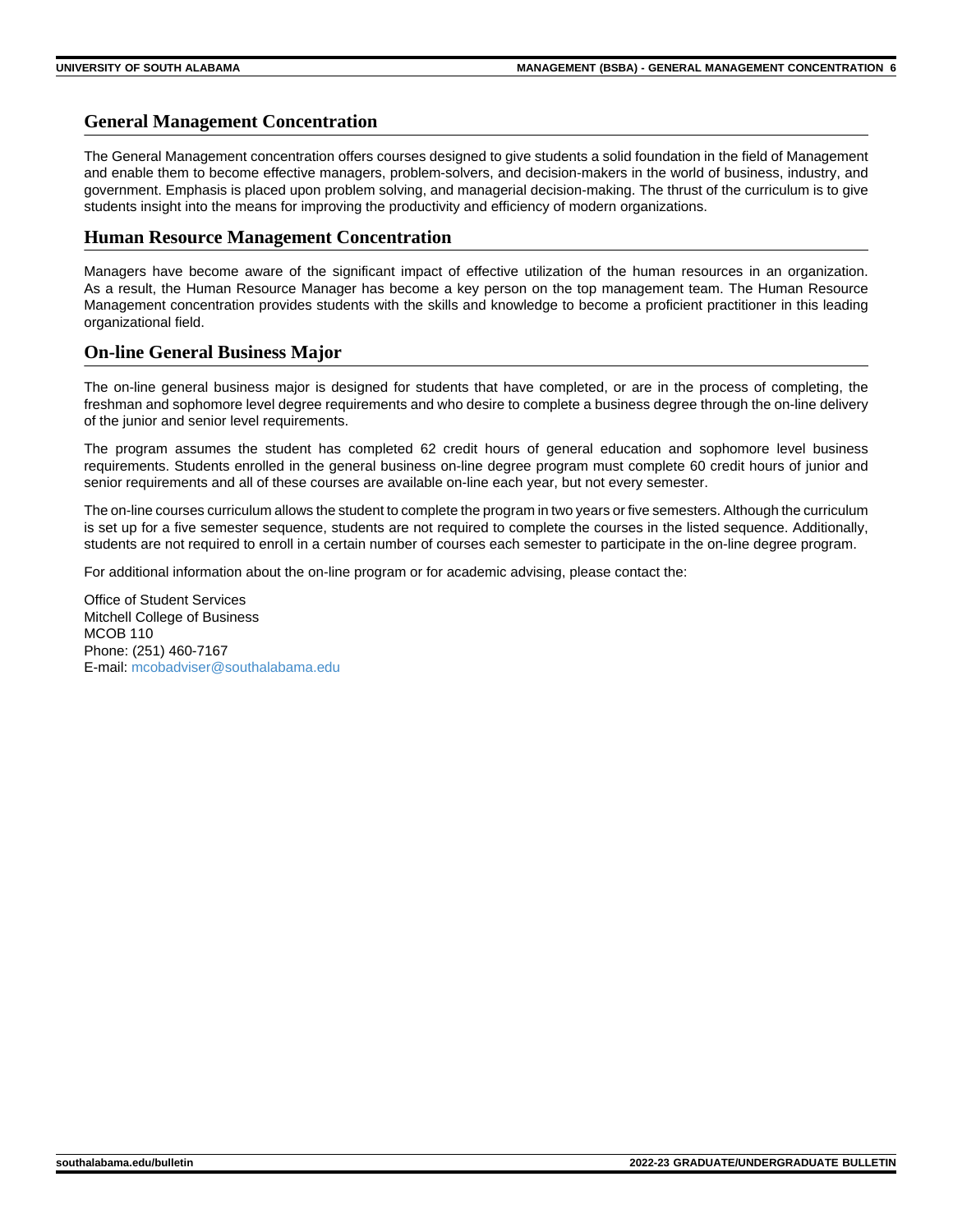## General Management Concentration

The General Management concentration offers courses designed to give students a solid foundation in the field of Management and enable them to become effective managers, problem-solvers, and decision-makers in the world of business, industry, and government. Emphasis is placed upon problem solving, and managerial decision-making. The thrust of the curriculum is to give students insight into the means for improving the productivity and efficiency of modern organizations.

## Human Resource Management Concentration

Managers have become aware of the significant impact of effective utilization of the human resources in an organization. As a result, the Human Resource Manager has become a key person on the top management team. The Human Resource Management concentration provides students with the skills and knowledge to become a proficient practitioner in this leading organizational field.

## On-line General Business Major

The on-line general business major is designed for students that have completed, or are in the process of completing, the freshman and sophomore level degree requirements and who desire to complete a business degree through the on-line delivery of the junior and senior level requirements.

The program assumes the student has completed 62 credit hours of general education and sophomore level business requirements. Students enrolled in the general business on-line degree program must complete 60 credit hours of junior and senior requirements and all of these courses are available on-line each year, but not every semester.

The on-line courses curriculum allows the student to complete the program in two years or five semesters. Although the curriculum is set up for a five semester sequence, students are not required to complete the courses in the listed sequence. Additionally, students are not required to enroll in a certain number of courses each semester to participate in the on-line degree program.

For additional information about the on-line program or for academic advising, please contact the:

Office of Student Services
Mitchell College of Business
MCOB 110
Phone: (251) 460-7167
E-mail: mcobadviser@southalabama.edu